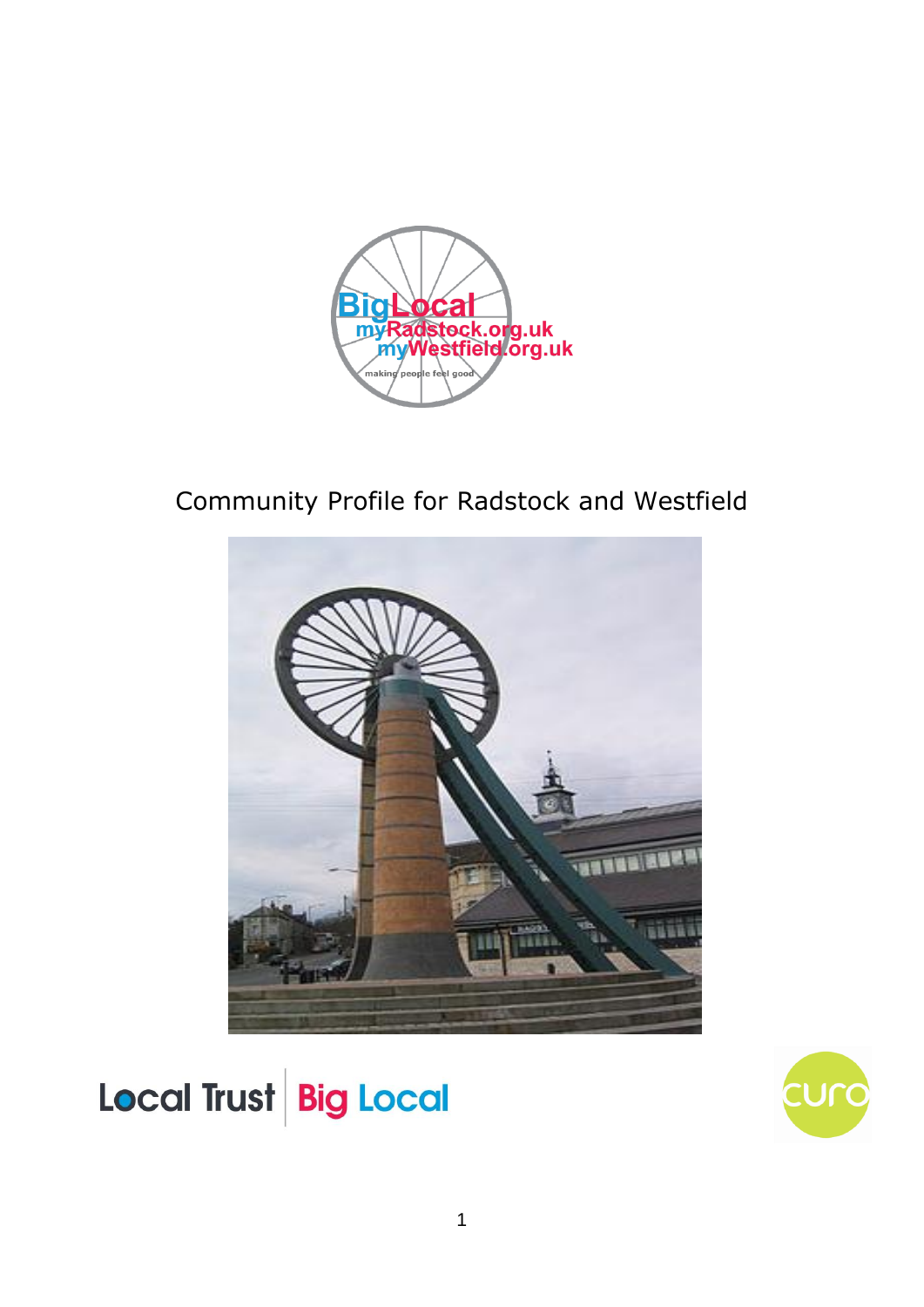# Community Profile for Radstock and Westfield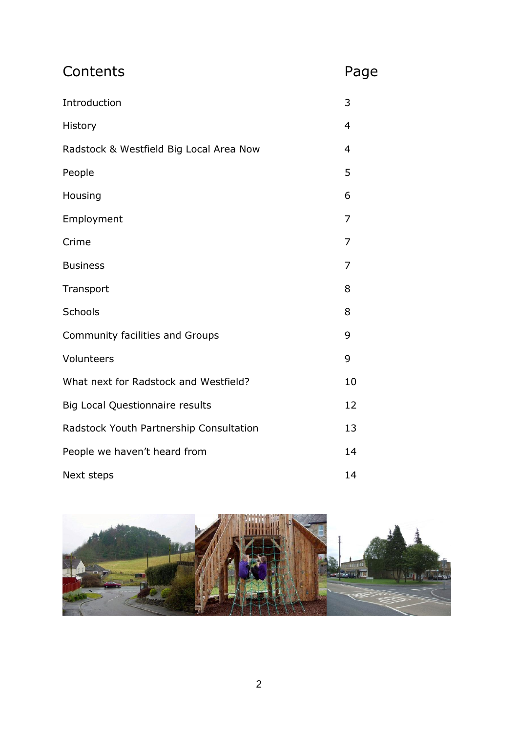# Contents

| Contents | Page |
| --- | --- |
| Introduction | 3 |
| History | 4 |
| Radstock & Westfield Big Local Area Now | 4 |
| People | 5 |
| Housing | 6 |
| Employment | 7 |
| Crime | 7 |
| Business | 7 |
| Transport | 8 |
| Schools | 8 |
| Community facilities and Groups | 9 |
| Volunteers | 9 |
| What next for Radstock and Westfield? | 10 |
| Big Local Questionnaire results | 12 |
| Radstock Youth Partnership Consultation | 13 |
| People we haven't heard from | 14 |
| Next steps | 14 |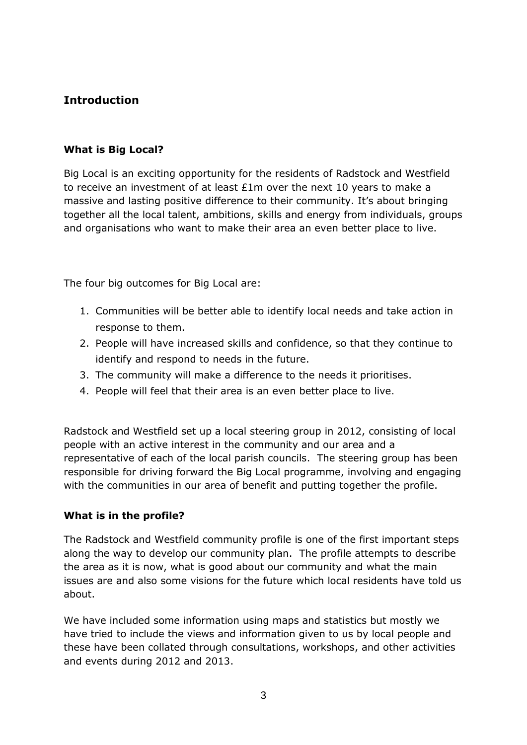## Introduction

### What is Big Local?

Big Local is an exciting opportunity for the residents of Radstock and Westfield to receive an investment of at least £1m over the next 10 years to make a massive and lasting positive difference to their community. It's about bringing together all the local talent, ambitions, skills and energy from individuals, groups and organisations who want to make their area an even better place to live.

The four big outcomes for Big Local are:

1. Communities will be better able to identify local needs and take action in response to them.
2. People will have increased skills and confidence, so that they continue to identify and respond to needs in the future.
3. The community will make a difference to the needs it prioritises.
4. People will feel that their area is an even better place to live.

Radstock and Westfield set up a local steering group in 2012, consisting of local people with an active interest in the community and our area and a representative of each of the local parish councils. The steering group has been responsible for driving forward the Big Local programme, involving and engaging with the communities in our area of benefit and putting together the profile.

### What is in the profile?

The Radstock and Westfield community profile is one of the first important steps along the way to develop our community plan. The profile attempts to describe the area as it is now, what is good about our community and what the main issues are and also some visions for the future which local residents have told us about.

We have included some information using maps and statistics but mostly we have tried to include the views and information given to us by local people and these have been collated through consultations, workshops, and other activities and events during 2012 and 2013.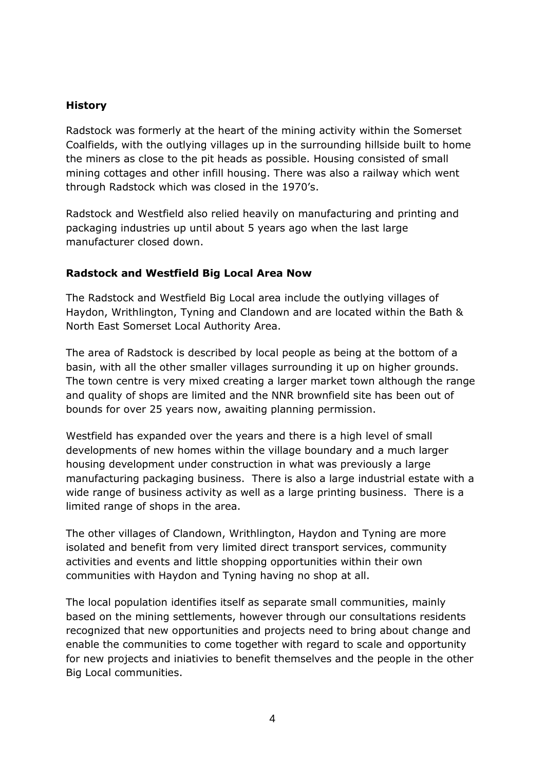**History**

Radstock was formerly at the heart of the mining activity within the Somerset Coalfields, with the outlying villages up in the surrounding hillside built to home the miners as close to the pit heads as possible. Housing consisted of small mining cottages and other infill housing. There was also a railway which went through Radstock which was closed in the 1970's.

Radstock and Westfield also relied heavily on manufacturing and printing and packaging industries up until about 5 years ago when the last large manufacturer closed down.

**Radstock and Westfield Big Local Area Now**

The Radstock and Westfield Big Local area include the outlying villages of Haydon, Writhlington, Tyning and Clandown and are located within the Bath & North East Somerset Local Authority Area.

The area of Radstock is described by local people as being at the bottom of a basin, with all the other smaller villages surrounding it up on higher grounds. The town centre is very mixed creating a larger market town although the range and quality of shops are limited and the NNR brownfield site has been out of bounds for over 25 years now, awaiting planning permission.

Westfield has expanded over the years and there is a high level of small developments of new homes within the village boundary and a much larger housing development under construction in what was previously a large manufacturing packaging business. There is also a large industrial estate with a wide range of business activity as well as a large printing business. There is a limited range of shops in the area.

The other villages of Clandown, Writhlington, Haydon and Tyning are more isolated and benefit from very limited direct transport services, community activities and events and little shopping opportunities within their own communities with Haydon and Tyning having no shop at all.

The local population identifies itself as separate small communities, mainly based on the mining settlements, however through our consultations residents recognized that new opportunities and projects need to bring about change and enable the communities to come together with regard to scale and opportunity for new projects and iniativies to benefit themselves and the people in the other Big Local communities.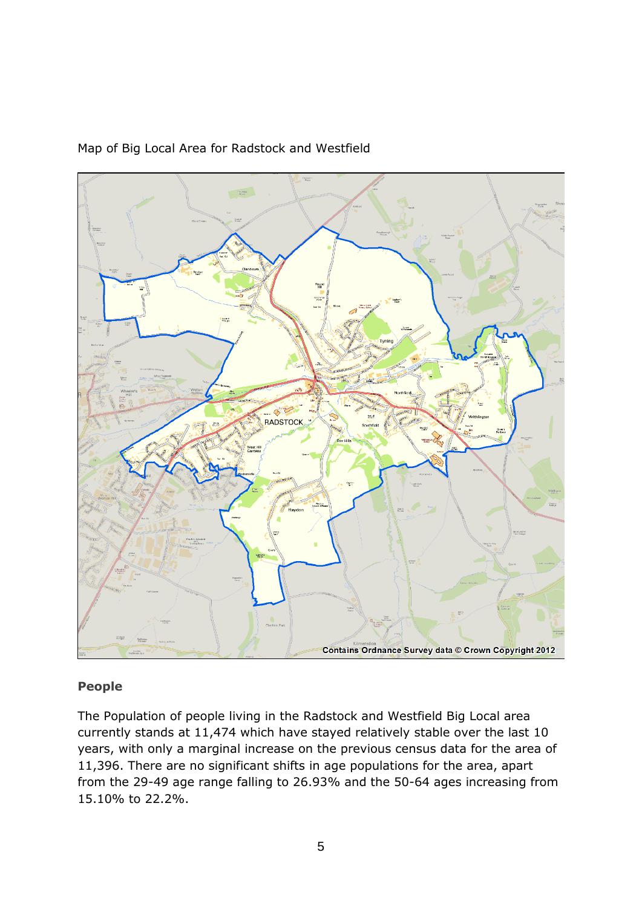Map of Big Local Area for Radstock and Westfield

Contains Ordnance Survey data © Crown Copyright 2012

**People**

The Population of people living in the Radstock and Westfield Big Local area currently stands at 11,474 which have stayed relatively stable over the last 10 years, with only a marginal increase on the previous census data for the area of 11,396. There are no significant shifts in age populations for the area, apart from the 29-49 age range falling to 26.93% and the 50-64 ages increasing from 15.10% to 22.2%.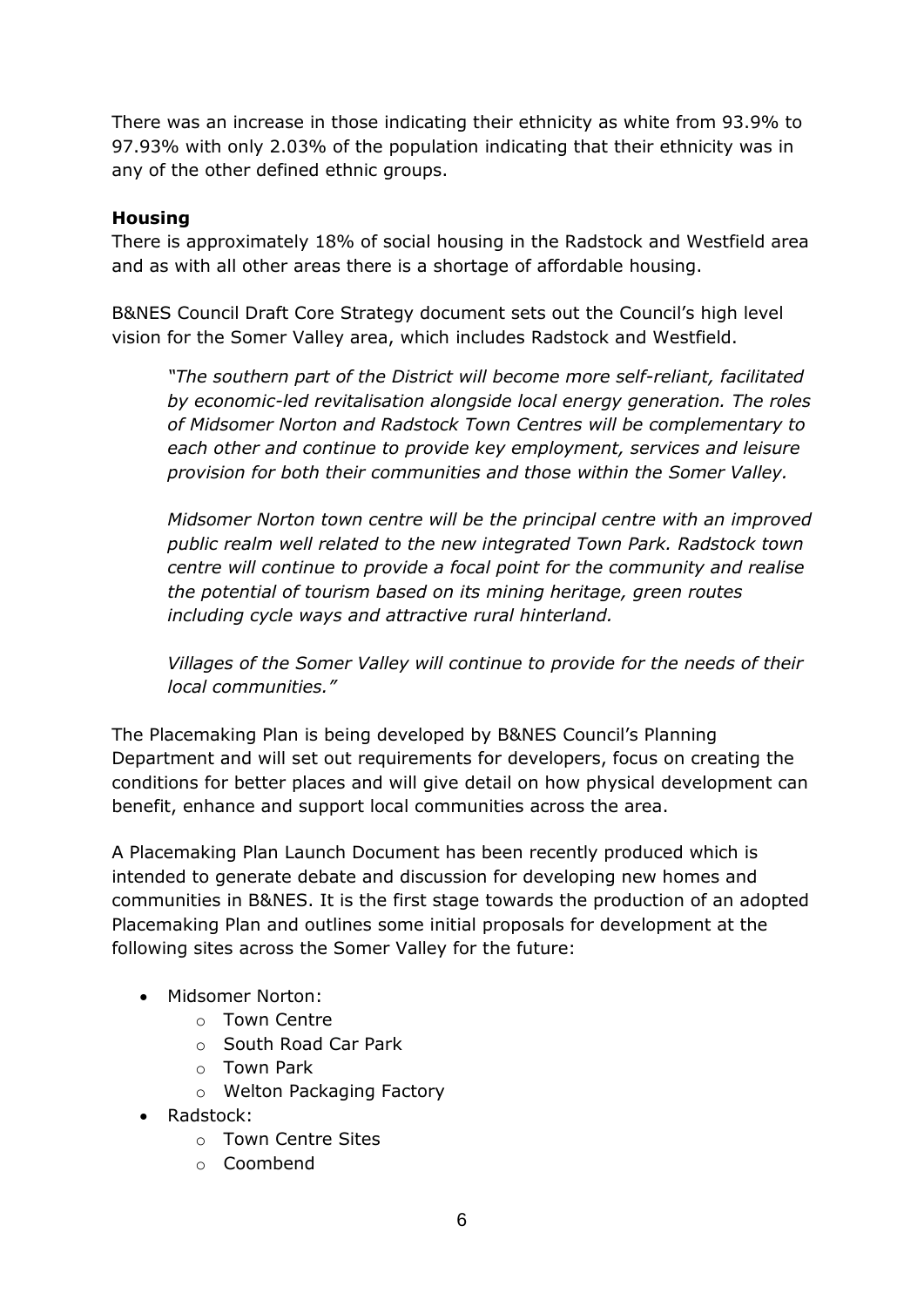There was an increase in those indicating their ethnicity as white from 93.9% to 97.93% with only 2.03% of the population indicating that their ethnicity was in any of the other defined ethnic groups.

## Housing

There is approximately 18% of social housing in the Radstock and Westfield area and as with all other areas there is a shortage of affordable housing.

B&NES Council Draft Core Strategy document sets out the Council's high level vision for the Somer Valley area, which includes Radstock and Westfield.

> *"The southern part of the District will become more self-reliant, facilitated by economic-led revitalisation alongside local energy generation. The roles of Midsomer Norton and Radstock Town Centres will be complementary to each other and continue to provide key employment, services and leisure provision for both their communities and those within the Somer Valley.*
>
> *Midsomer Norton town centre will be the principal centre with an improved public realm well related to the new integrated Town Park. Radstock town centre will continue to provide a focal point for the community and realise the potential of tourism based on its mining heritage, green routes including cycle ways and attractive rural hinterland.*
>
> *Villages of the Somer Valley will continue to provide for the needs of their local communities."*

The Placemaking Plan is being developed by B&NES Council's Planning Department and will set out requirements for developers, focus on creating the conditions for better places and will give detail on how physical development can benefit, enhance and support local communities across the area.

A Placemaking Plan Launch Document has been recently produced which is intended to generate debate and discussion for developing new homes and communities in B&NES. It is the first stage towards the production of an adopted Placemaking Plan and outlines some initial proposals for development at the following sites across the Somer Valley for the future:

- Midsomer Norton:
  - Town Centre
  - South Road Car Park
  - Town Park
  - Welton Packaging Factory
- Radstock:
  - Town Centre Sites
  - Coombend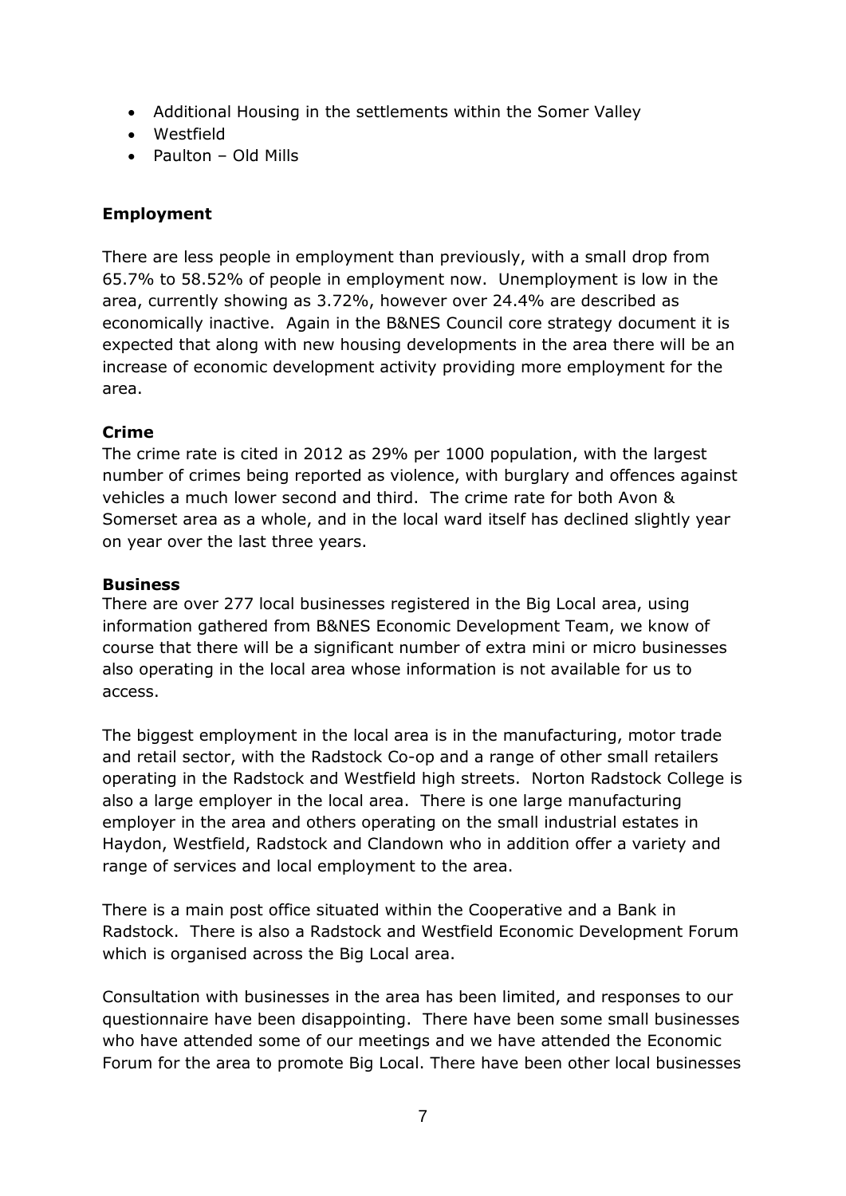- Additional Housing in the settlements within the Somer Valley
- Westfield
- Paulton – Old Mills

**Employment**

There are less people in employment than previously, with a small drop from 65.7% to 58.52% of people in employment now. Unemployment is low in the area, currently showing as 3.72%, however over 24.4% are described as economically inactive. Again in the B&NES Council core strategy document it is expected that along with new housing developments in the area there will be an increase of economic development activity providing more employment for the area.

**Crime**

The crime rate is cited in 2012 as 29% per 1000 population, with the largest number of crimes being reported as violence, with burglary and offences against vehicles a much lower second and third. The crime rate for both Avon & Somerset area as a whole, and in the local ward itself has declined slightly year on year over the last three years.

**Business**

There are over 277 local businesses registered in the Big Local area, using information gathered from B&NES Economic Development Team, we know of course that there will be a significant number of extra mini or micro businesses also operating in the local area whose information is not available for us to access.

The biggest employment in the local area is in the manufacturing, motor trade and retail sector, with the Radstock Co-op and a range of other small retailers operating in the Radstock and Westfield high streets. Norton Radstock College is also a large employer in the local area. There is one large manufacturing employer in the area and others operating on the small industrial estates in Haydon, Westfield, Radstock and Clandown who in addition offer a variety and range of services and local employment to the area.

There is a main post office situated within the Cooperative and a Bank in Radstock. There is also a Radstock and Westfield Economic Development Forum which is organised across the Big Local area.

Consultation with businesses in the area has been limited, and responses to our questionnaire have been disappointing. There have been some small businesses who have attended some of our meetings and we have attended the Economic Forum for the area to promote Big Local. There have been other local businesses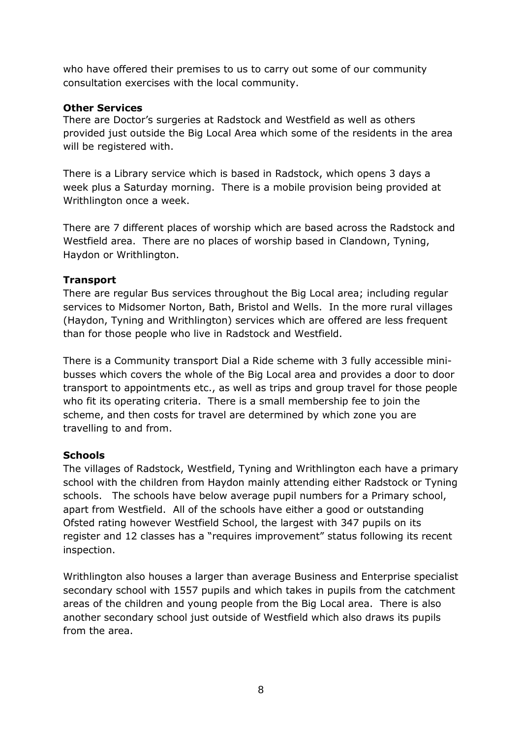who have offered their premises to us to carry out some of our community consultation exercises with the local community.

**Other Services**

There are Doctor's surgeries at Radstock and Westfield as well as others provided just outside the Big Local Area which some of the residents in the area will be registered with.

There is a Library service which is based in Radstock, which opens 3 days a week plus a Saturday morning. There is a mobile provision being provided at Writhlington once a week.

There are 7 different places of worship which are based across the Radstock and Westfield area. There are no places of worship based in Clandown, Tyning, Haydon or Writhlington.

**Transport**

There are regular Bus services throughout the Big Local area; including regular services to Midsomer Norton, Bath, Bristol and Wells. In the more rural villages (Haydon, Tyning and Writhlington) services which are offered are less frequent than for those people who live in Radstock and Westfield.

There is a Community transport Dial a Ride scheme with 3 fully accessible mini-busses which covers the whole of the Big Local area and provides a door to door transport to appointments etc., as well as trips and group travel for those people who fit its operating criteria. There is a small membership fee to join the scheme, and then costs for travel are determined by which zone you are travelling to and from.

**Schools**

The villages of Radstock, Westfield, Tyning and Writhlington each have a primary school with the children from Haydon mainly attending either Radstock or Tyning schools. The schools have below average pupil numbers for a Primary school, apart from Westfield. All of the schools have either a good or outstanding Ofsted rating however Westfield School, the largest with 347 pupils on its register and 12 classes has a "requires improvement" status following its recent inspection.

Writhlington also houses a larger than average Business and Enterprise specialist secondary school with 1557 pupils and which takes in pupils from the catchment areas of the children and young people from the Big Local area. There is also another secondary school just outside of Westfield which also draws its pupils from the area.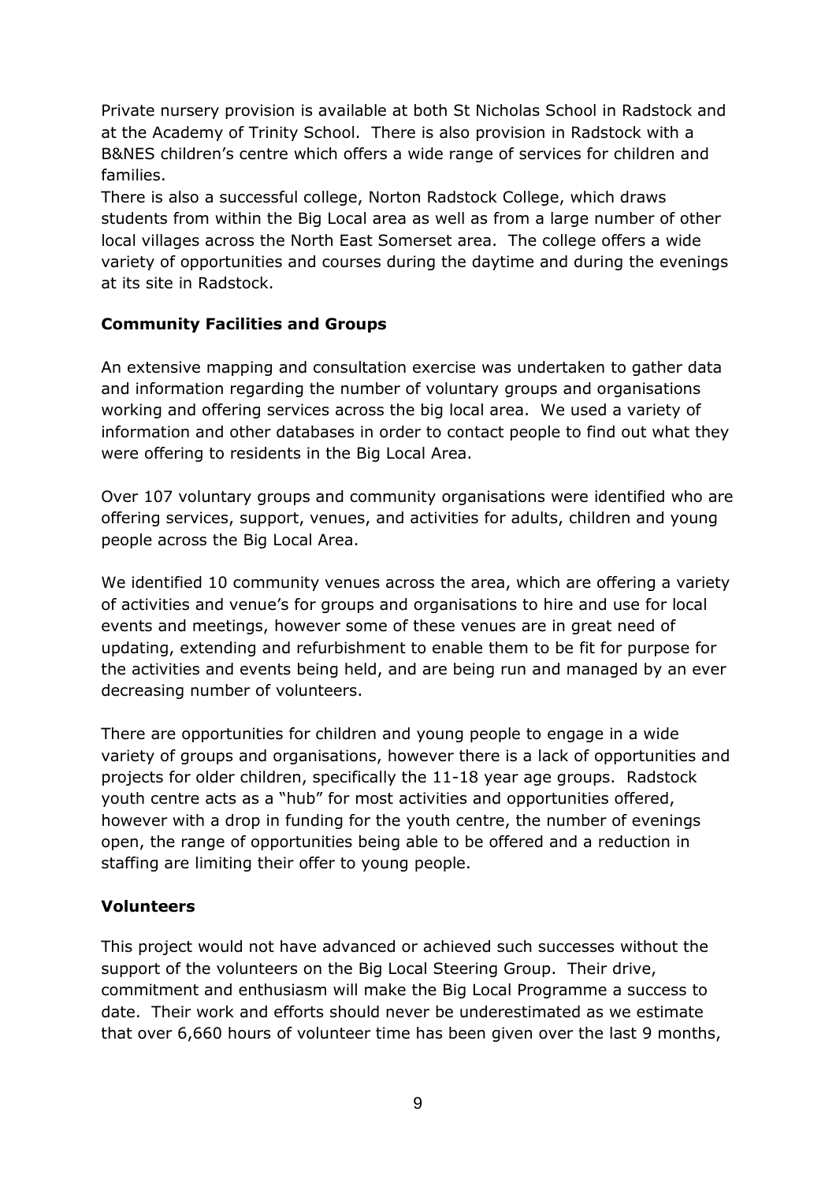Private nursery provision is available at both St Nicholas School in Radstock and at the Academy of Trinity School. There is also provision in Radstock with a B&NES children's centre which offers a wide range of services for children and families.
There is also a successful college, Norton Radstock College, which draws students from within the Big Local area as well as from a large number of other local villages across the North East Somerset area. The college offers a wide variety of opportunities and courses during the daytime and during the evenings at its site in Radstock.

## Community Facilities and Groups

An extensive mapping and consultation exercise was undertaken to gather data and information regarding the number of voluntary groups and organisations working and offering services across the big local area. We used a variety of information and other databases in order to contact people to find out what they were offering to residents in the Big Local Area.

Over 107 voluntary groups and community organisations were identified who are offering services, support, venues, and activities for adults, children and young people across the Big Local Area.

We identified 10 community venues across the area, which are offering a variety of activities and venue's for groups and organisations to hire and use for local events and meetings, however some of these venues are in great need of updating, extending and refurbishment to enable them to be fit for purpose for the activities and events being held, and are being run and managed by an ever decreasing number of volunteers.

There are opportunities for children and young people to engage in a wide variety of groups and organisations, however there is a lack of opportunities and projects for older children, specifically the 11-18 year age groups. Radstock youth centre acts as a "hub" for most activities and opportunities offered, however with a drop in funding for the youth centre, the number of evenings open, the range of opportunities being able to be offered and a reduction in staffing are limiting their offer to young people.

## Volunteers

This project would not have advanced or achieved such successes without the support of the volunteers on the Big Local Steering Group. Their drive, commitment and enthusiasm will make the Big Local Programme a success to date. Their work and efforts should never be underestimated as we estimate that over 6,660 hours of volunteer time has been given over the last 9 months,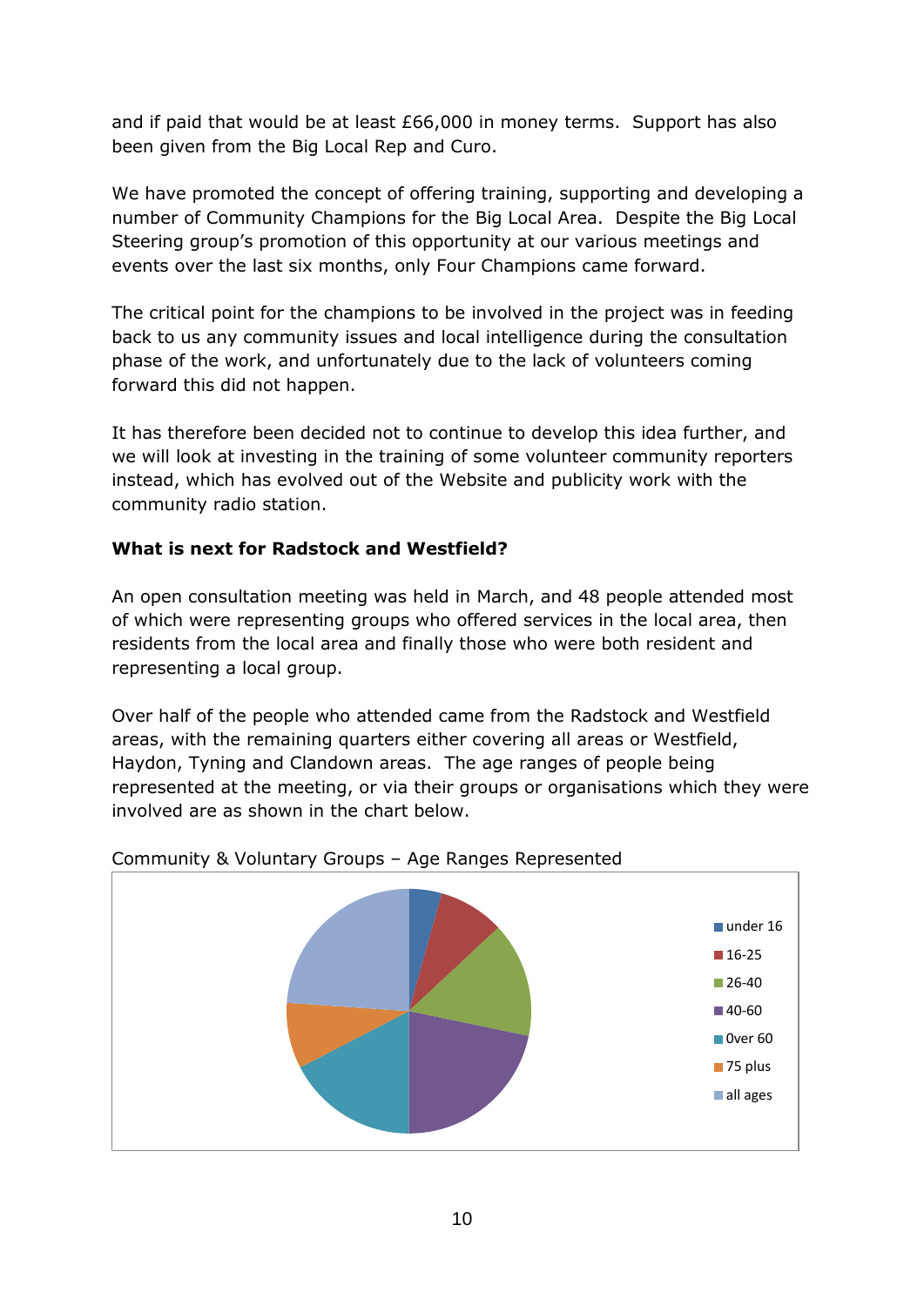and if paid that would be at least £66,000 in money terms. Support has also been given from the Big Local Rep and Curo.

We have promoted the concept of offering training, supporting and developing a number of Community Champions for the Big Local Area. Despite the Big Local Steering group's promotion of this opportunity at our various meetings and events over the last six months, only Four Champions came forward.

The critical point for the champions to be involved in the project was in feeding back to us any community issues and local intelligence during the consultation phase of the work, and unfortunately due to the lack of volunteers coming forward this did not happen.

It has therefore been decided not to continue to develop this idea further, and we will look at investing in the training of some volunteer community reporters instead, which has evolved out of the Website and publicity work with the community radio station.

**What is next for Radstock and Westfield?**

An open consultation meeting was held in March, and 48 people attended most of which were representing groups who offered services in the local area, then residents from the local area and finally those who were both resident and representing a local group.

Over half of the people who attended came from the Radstock and Westfield areas, with the remaining quarters either covering all areas or Westfield, Haydon, Tyning and Clandown areas. The age ranges of people being represented at the meeting, or via their groups or organisations which they were involved are as shown in the chart below.

Community & Voluntary Groups – Age Ranges Represented

- under 16
- 16-25
- 26-40
- 40-60
- Over 60
- 75 plus
- all ages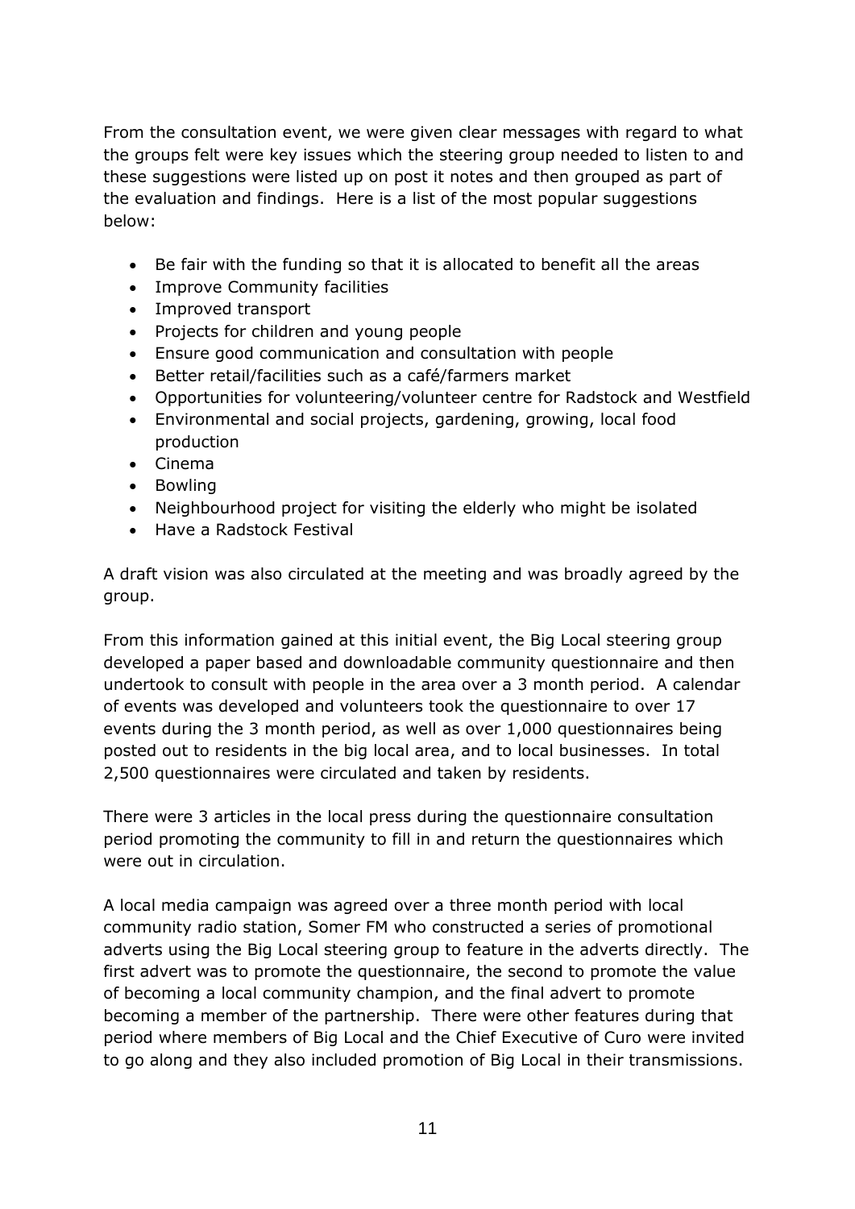From the consultation event, we were given clear messages with regard to what the groups felt were key issues which the steering group needed to listen to and these suggestions were listed up on post it notes and then grouped as part of the evaluation and findings. Here is a list of the most popular suggestions below:

- Be fair with the funding so that it is allocated to benefit all the areas
- Improve Community facilities
- Improved transport
- Projects for children and young people
- Ensure good communication and consultation with people
- Better retail/facilities such as a café/farmers market
- Opportunities for volunteering/volunteer centre for Radstock and Westfield
- Environmental and social projects, gardening, growing, local food production
- Cinema
- Bowling
- Neighbourhood project for visiting the elderly who might be isolated
- Have a Radstock Festival

A draft vision was also circulated at the meeting and was broadly agreed by the group.

From this information gained at this initial event, the Big Local steering group developed a paper based and downloadable community questionnaire and then undertook to consult with people in the area over a 3 month period. A calendar of events was developed and volunteers took the questionnaire to over 17 events during the 3 month period, as well as over 1,000 questionnaires being posted out to residents in the big local area, and to local businesses. In total 2,500 questionnaires were circulated and taken by residents.

There were 3 articles in the local press during the questionnaire consultation period promoting the community to fill in and return the questionnaires which were out in circulation.

A local media campaign was agreed over a three month period with local community radio station, Somer FM who constructed a series of promotional adverts using the Big Local steering group to feature in the adverts directly. The first advert was to promote the questionnaire, the second to promote the value of becoming a local community champion, and the final advert to promote becoming a member of the partnership. There were other features during that period where members of Big Local and the Chief Executive of Curo were invited to go along and they also included promotion of Big Local in their transmissions.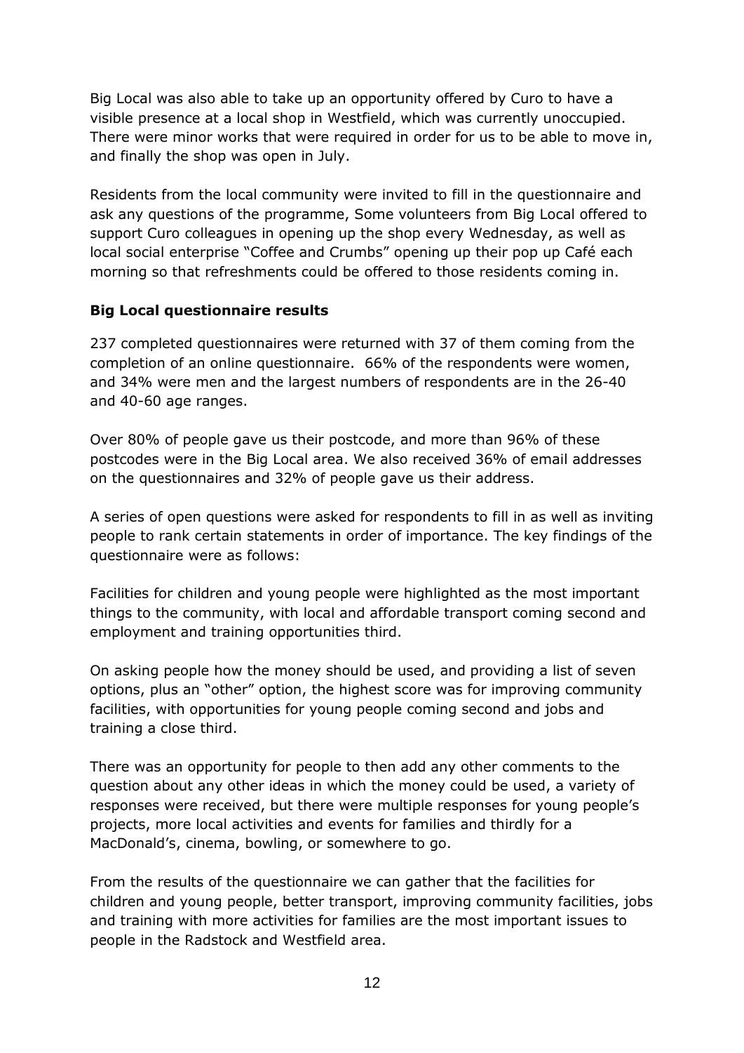Big Local was also able to take up an opportunity offered by Curo to have a visible presence at a local shop in Westfield, which was currently unoccupied. There were minor works that were required in order for us to be able to move in, and finally the shop was open in July.

Residents from the local community were invited to fill in the questionnaire and ask any questions of the programme, Some volunteers from Big Local offered to support Curo colleagues in opening up the shop every Wednesday, as well as local social enterprise "Coffee and Crumbs" opening up their pop up Café each morning so that refreshments could be offered to those residents coming in.

**Big Local questionnaire results**

237 completed questionnaires were returned with 37 of them coming from the completion of an online questionnaire. 66% of the respondents were women, and 34% were men and the largest numbers of respondents are in the 26-40 and 40-60 age ranges.

Over 80% of people gave us their postcode, and more than 96% of these postcodes were in the Big Local area. We also received 36% of email addresses on the questionnaires and 32% of people gave us their address.

A series of open questions were asked for respondents to fill in as well as inviting people to rank certain statements in order of importance. The key findings of the questionnaire were as follows:

Facilities for children and young people were highlighted as the most important things to the community, with local and affordable transport coming second and employment and training opportunities third.

On asking people how the money should be used, and providing a list of seven options, plus an "other" option, the highest score was for improving community facilities, with opportunities for young people coming second and jobs and training a close third.

There was an opportunity for people to then add any other comments to the question about any other ideas in which the money could be used, a variety of responses were received, but there were multiple responses for young people's projects, more local activities and events for families and thirdly for a MacDonald's, cinema, bowling, or somewhere to go.

From the results of the questionnaire we can gather that the facilities for children and young people, better transport, improving community facilities, jobs and training with more activities for families are the most important issues to people in the Radstock and Westfield area.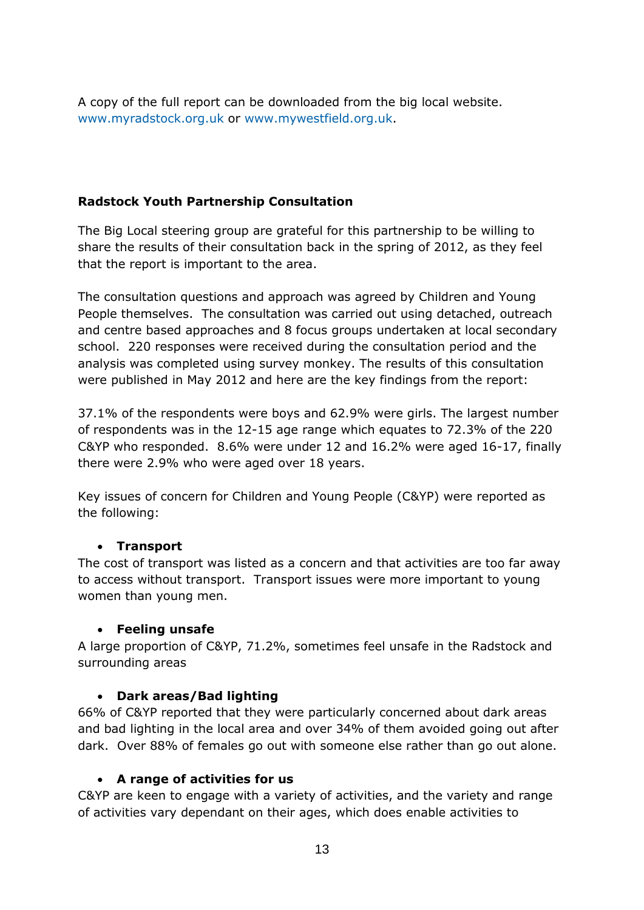A copy of the full report can be downloaded from the big local website. www.myradstock.org.uk or www.mywestfield.org.uk.

**Radstock Youth Partnership Consultation**

The Big Local steering group are grateful for this partnership to be willing to share the results of their consultation back in the spring of 2012, as they feel that the report is important to the area.

The consultation questions and approach was agreed by Children and Young People themselves. The consultation was carried out using detached, outreach and centre based approaches and 8 focus groups undertaken at local secondary school. 220 responses were received during the consultation period and the analysis was completed using survey monkey. The results of this consultation were published in May 2012 and here are the key findings from the report:

37.1% of the respondents were boys and 62.9% were girls. The largest number of respondents was in the 12-15 age range which equates to 72.3% of the 220 C&YP who responded. 8.6% were under 12 and 16.2% were aged 16-17, finally there were 2.9% who were aged over 18 years.

Key issues of concern for Children and Young People (C&YP) were reported as the following:

- **Transport**

The cost of transport was listed as a concern and that activities are too far away to access without transport. Transport issues were more important to young women than young men.

- **Feeling unsafe**

A large proportion of C&YP, 71.2%, sometimes feel unsafe in the Radstock and surrounding areas

- **Dark areas/Bad lighting**

66% of C&YP reported that they were particularly concerned about dark areas and bad lighting in the local area and over 34% of them avoided going out after dark. Over 88% of females go out with someone else rather than go out alone.

- **A range of activities for us**

C&YP are keen to engage with a variety of activities, and the variety and range of activities vary dependant on their ages, which does enable activities to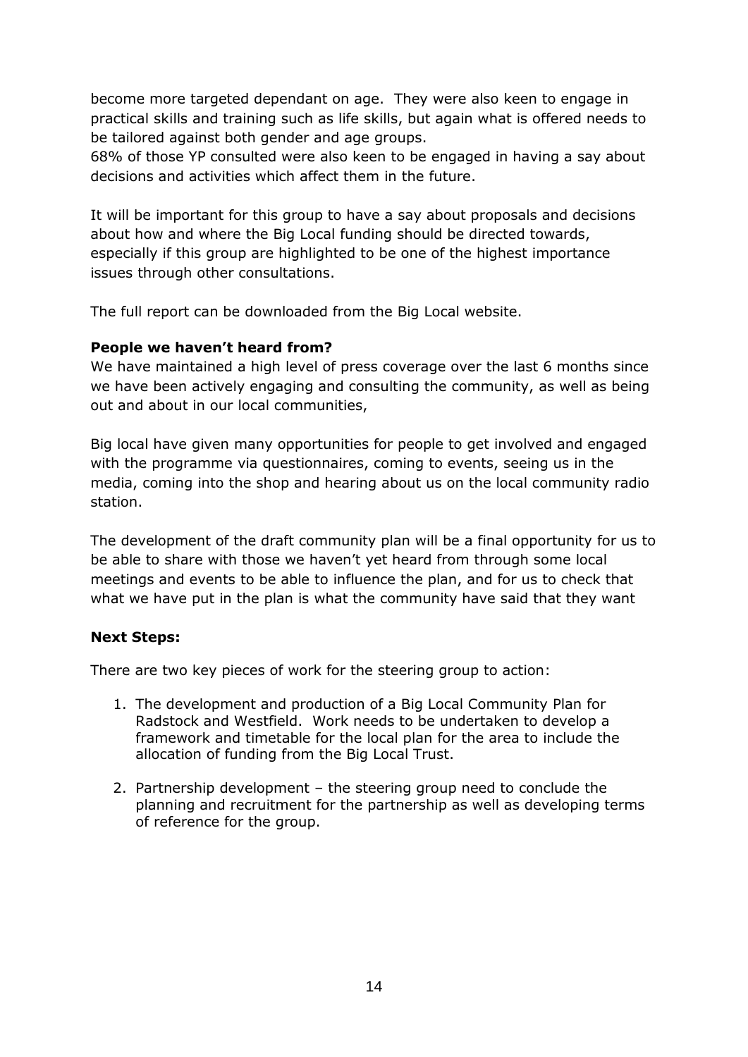become more targeted dependant on age.  They were also keen to engage in practical skills and training such as life skills, but again what is offered needs to be tailored against both gender and age groups.
68% of those YP consulted were also keen to be engaged in having a say about decisions and activities which affect them in the future.

It will be important for this group to have a say about proposals and decisions about how and where the Big Local funding should be directed towards, especially if this group are highlighted to be one of the highest importance issues through other consultations.

The full report can be downloaded from the Big Local website.

**People we haven't heard from?**

We have maintained a high level of press coverage over the last 6 months since we have been actively engaging and consulting the community, as well as being out and about in our local communities,

Big local have given many opportunities for people to get involved and engaged with the programme via questionnaires, coming to events, seeing us in the media, coming into the shop and hearing about us on the local community radio station.

The development of the draft community plan will be a final opportunity for us to be able to share with those we haven't yet heard from through some local meetings and events to be able to influence the plan, and for us to check that what we have put in the plan is what the community have said that they want

**Next Steps:**

There are two key pieces of work for the steering group to action:

1. The development and production of a Big Local Community Plan for Radstock and Westfield.  Work needs to be undertaken to develop a framework and timetable for the local plan for the area to include the allocation of funding from the Big Local Trust.

2. Partnership development – the steering group need to conclude the planning and recruitment for the partnership as well as developing terms of reference for the group.